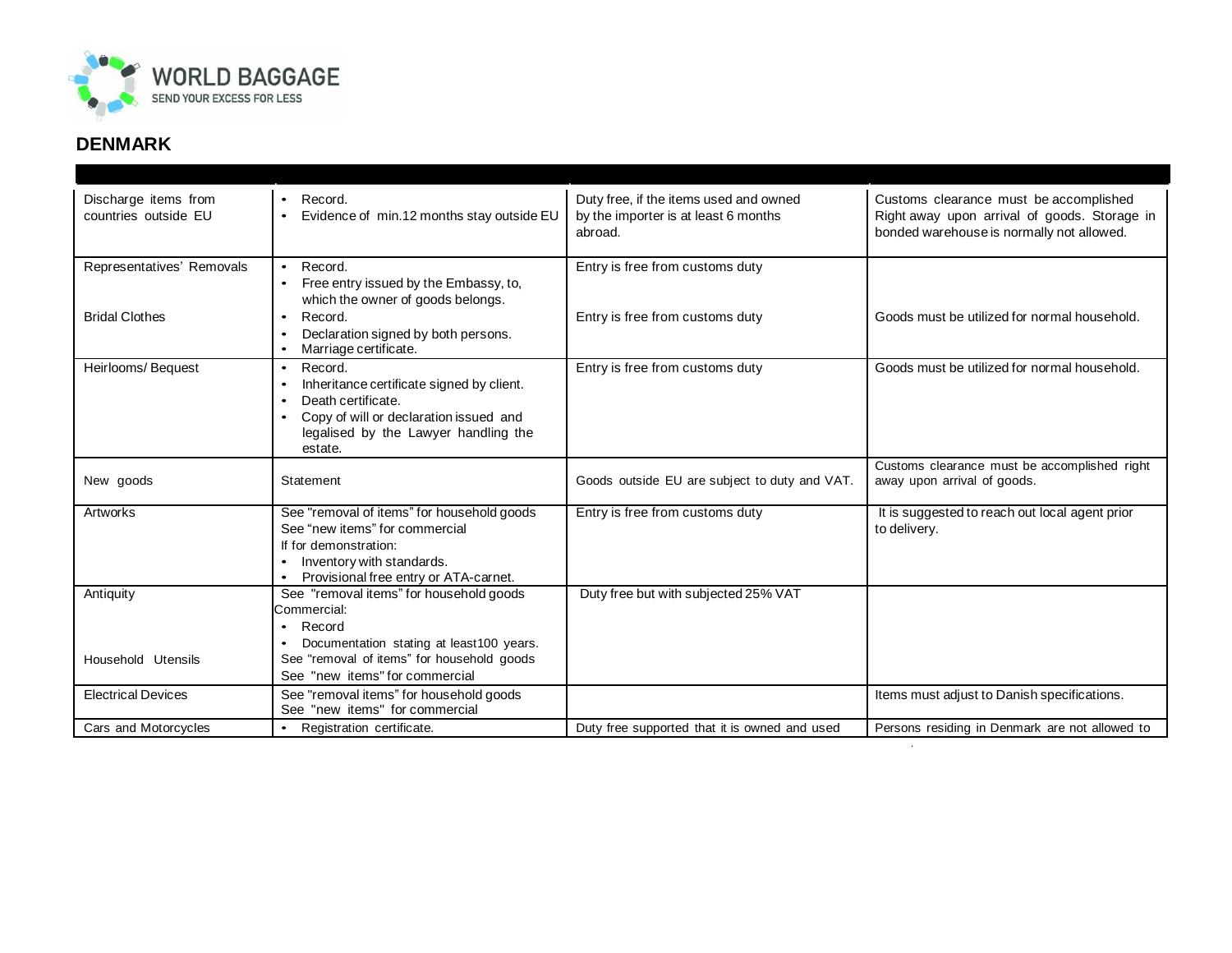WORLD BAGGAGE
SEND YOUR EXCESS FOR LESS

## DENMARK

| | | | |
|---|---|---|---|
| Discharge items from countries outside EU | • Record.<br>• Evidence of min.12 months stay outside EU | Duty free, if the items used and owned by the importer is at least 6 months abroad. | Customs clearance must be accomplished Right away upon arrival of goods. Storage in bonded warehouse is normally not allowed. |
| Representatives' Removals | • Record.<br>• Free entry issued by the Embassy, to, which the owner of goods belongs. | Entry is free from customs duty | |
| Bridal Clothes | • Record.<br>• Declaration signed by both persons.<br>• Marriage certificate. | Entry is free from customs duty | Goods must be utilized for normal household. |
| Heirlooms/ Bequest | • Record.<br>• Inheritance certificate signed by client.<br>• Death certificate.<br>• Copy of will or declaration issued and legalised by the Lawyer handling the estate. | Entry is free from customs duty | Goods must be utilized for normal household. |
| New goods | Statement | Goods outside EU are subject to duty and VAT. | Customs clearance must be accomplished right away upon arrival of goods. |
| Artworks | See "removal of items" for household goods<br>See "new items" for commercial<br>If for demonstration:<br>• Inventory with standards.<br>• Provisional free entry or ATA-carnet. | Entry is free from customs duty | It is suggested to reach out local agent prior to delivery. |
| Antiquity | See "removal items" for household goods<br>Commercial:<br>• Record<br>• Documentation stating at least100 years. | Duty free but with subjected 25% VAT | |
| Household Utensils | See "removal of items" for household goods<br>See "new items" for commercial | | |
| Electrical Devices | See "removal items" for household goods<br>See "new items" for commercial | | Items must adjust to Danish specifications. |
| Cars and Motorcycles | • Registration certificate. | Duty free supported that it is owned and used | Persons residing in Denmark are not allowed to |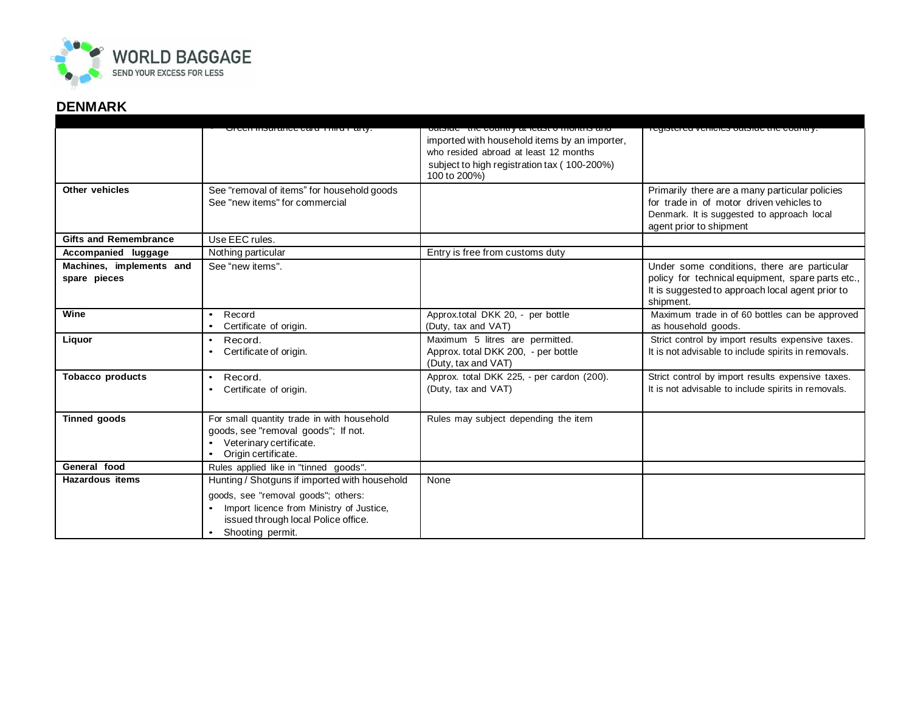## DENMARK

| | | | |
|---|---|---|---|
| | • Green insurance card Third Party. | outside the country at least 6 months and imported with household items by an importer, who resided abroad at least 12 months subject to high registration tax ( 100-200%) 100 to 200%) | registered vehicles outside the country. |
| **Other vehicles** | See "removal of items" for household goods<br>See "new items" for commercial | | Primarily there are a many particular policies for trade in of motor driven vehicles to Denmark. It is suggested to approach local agent prior to shipment |
| **Gifts and Remembrance** | Use EEC rules. | | |
| **Accompanied luggage** | Nothing particular | Entry is free from customs duty | |
| **Machines, implements and spare pieces** | See "new items". | | Under some conditions, there are particular policy for technical equipment, spare parts etc., It is suggested to approach local agent prior to shipment. |
| **Wine** | • Record<br>• Certificate of origin. | Approx.total DKK 20, - per bottle (Duty, tax and VAT) | Maximum trade in of 60 bottles can be approved as household goods. |
| **Liquor** | • Record.<br>• Certificate of origin. | Maximum 5 litres are permitted.<br>Approx. total DKK 200, - per bottle (Duty, tax and VAT) | Strict control by import results expensive taxes. It is not advisable to include spirits in removals. |
| **Tobacco products** | • Record.<br>• Certificate of origin. | Approx. total DKK 225, - per cardon (200). (Duty, tax and VAT) | Strict control by import results expensive taxes. It is not advisable to include spirits in removals. |
| **Tinned goods** | For small quantity trade in with household goods, see "removal goods"; If not.<br>• Veterinary certificate.<br>• Origin certificate. | Rules may subject depending the item | |
| **General food** | Rules applied like in "tinned goods". | | |
| **Hazardous items** | Hunting / Shotguns if imported with household goods, see "removal goods"; others:<br>• Import licence from Ministry of Justice, issued through local Police office.<br>• Shooting permit. | None | |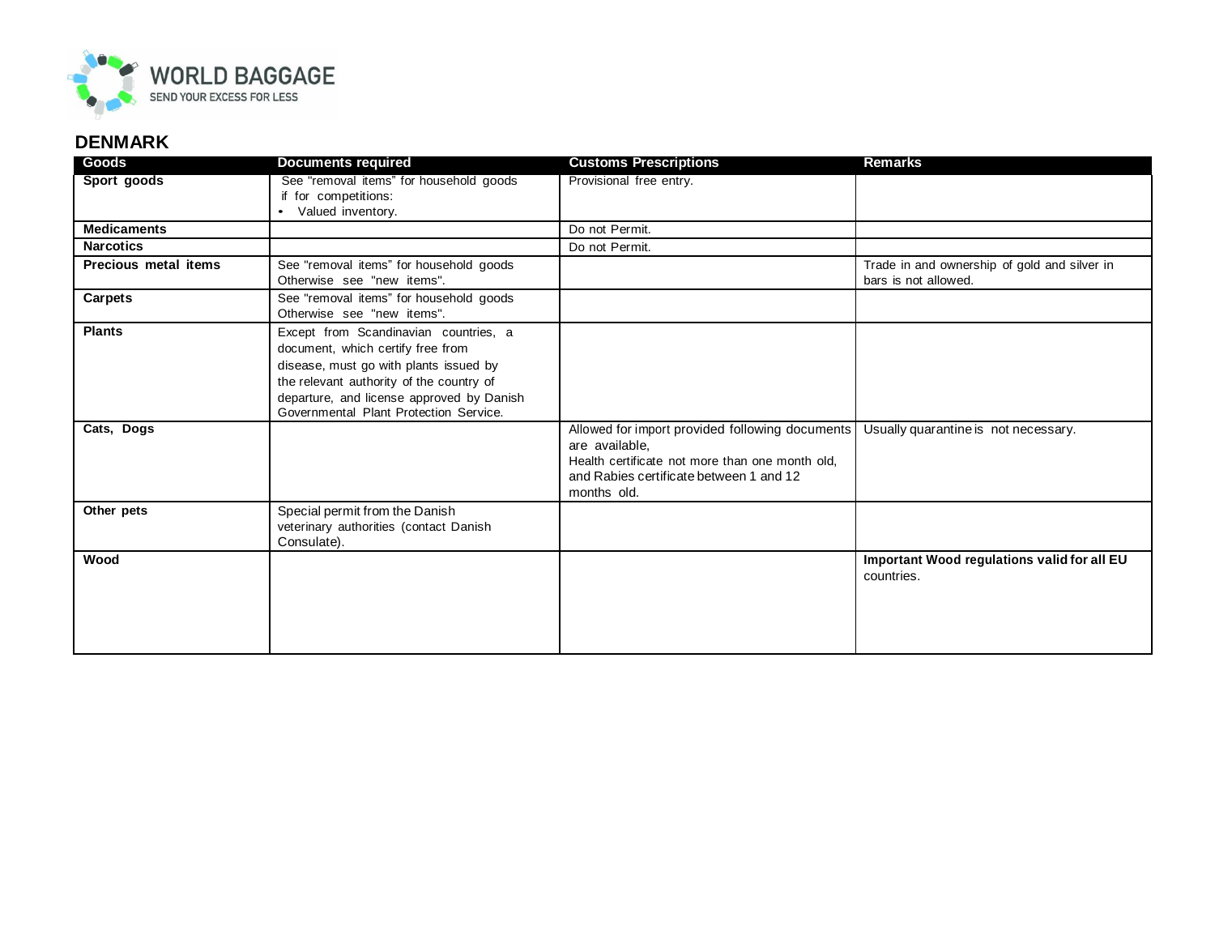## DENMARK

| Goods | Documents required | Customs Prescriptions | Remarks |
|---|---|---|---|
| **Sport goods** | See "removal items" for household goods if for competitions: • Valued inventory. | Provisional free entry. | |
| **Medicaments** | | Do not Permit. | |
| **Narcotics** | | Do not Permit. | |
| **Precious metal items** | See "removal items" for household goods Otherwise see "new items". | | Trade in and ownership of gold and silver in bars is not allowed. |
| **Carpets** | See "removal items" for household goods Otherwise see "new items". | | |
| **Plants** | Except from Scandinavian countries, a document, which certify free from disease, must go with plants issued by the relevant authority of the country of departure, and license approved by Danish Governmental Plant Protection Service. | | |
| **Cats, Dogs** | | Allowed for import provided following documents are available, Health certificate not more than one month old, and Rabies certificate between 1 and 12 months old. | Usually quarantine is not necessary. |
| **Other pets** | Special permit from the Danish veterinary authorities (contact Danish Consulate). | | |
| **Wood** | | | **Important Wood regulations valid for all EU** countries. |